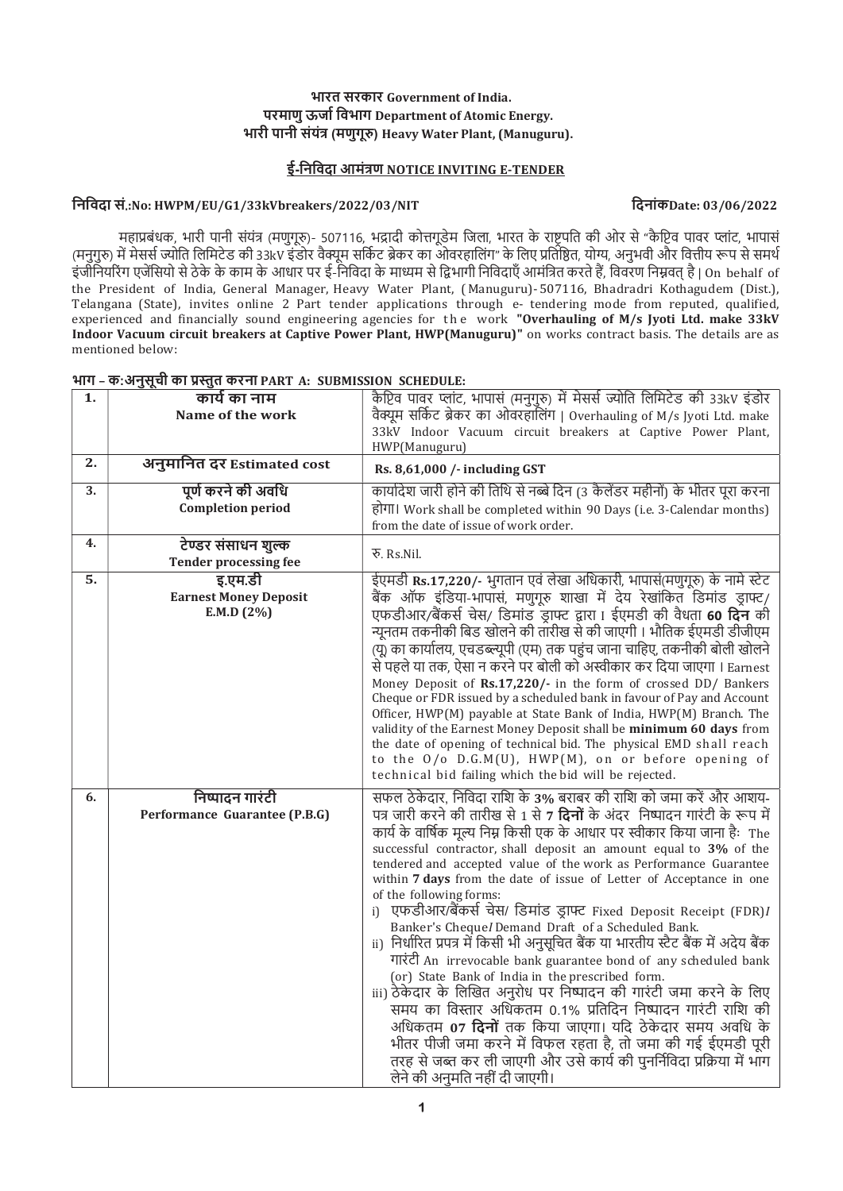**भारत सरकार Government of India.**
**परमाणु ऊर्जा विभाग Department of Atomic Energy.**
**भारी पानी संयंत्र (मणुगूरु) Heavy Water Plant, (Manuguru).**

## ई-निविदा आमंत्रण NOTICE INVITING E-TENDER

**निविदा सं.:No: HWPM/EU/G1/33kVbreakers/2022/03/NIT** **दिनांकDate: 03/06/2022**

महाप्रबंधक, भारी पानी संयंत्र (मणुगूरु)- 507116, भद्राद्री कोत्तगूडेम जिला, भारत के राष्ट्रपति की ओर से "कैप्टिव पावर प्लांट, भापासं (मनुगुरु) में मेसर्स ज्योति लिमिटेड की 33kV इंडोर वैक्यूम सर्किट ब्रेकर का ओवरहालिंग" के लिए प्रतिष्ठित, योग्य, अनुभवी और वित्तीय रूप से समर्थ इंजीनियरिंग एजेंसियो से ठेके के काम के आधार पर ई-निविदा के माध्यम से द्विभागी निविदाएँ आमंत्रित करते हैं, विवरण निम्नवत् है। On behalf of the President of India, General Manager, Heavy Water Plant, (Manuguru)-507116, Bhadradri Kothagudem (Dist.), Telangana (State), invites online 2 Part tender applications through e- tendering mode from reputed, qualified, experienced and financially sound engineering agencies for the work **"Overhauling of M/s Jyoti Ltd. make 33kV Indoor Vacuum circuit breakers at Captive Power Plant, HWP(Manuguru)"** on works contract basis. The details are as mentioned below:

**भाग – क:अनुसूची का प्रस्तुत करना PART A: SUBMISSION SCHEDULE:**

| | | |
|---|---|---|
| **1.** | **कार्य का नाम**<br>**Name of the work** | कैप्टिव पावर प्लांट, भापासं (मनुगुरु) में मेसर्स ज्योति लिमिटेड की 33kV इंडोर वैक्यूम सर्किट ब्रेकर का ओवरहालिंग \| Overhauling of M/s Jyoti Ltd. make 33kV Indoor Vacuum circuit breakers at Captive Power Plant, HWP(Manuguru) |
| **2.** | **अनुमानित दर Estimated cost** | **Rs. 8,61,000 /- including GST** |
| **3.** | **पूर्ण करने की अवधि**<br>**Completion period** | कार्यादेश जारी होने की तिथि से नब्बे दिन (3 कैलेंडर महीनों) के भीतर पूरा करना होगा। Work shall be completed within 90 Days (i.e. 3-Calendar months) from the date of issue of work order. |
| **4.** | **टेण्डर संसाधन शुल्क**<br>**Tender processing fee** | रु. Rs.Nil. |
| **5.** | **इ.एम.डी**<br>**Earnest Money Deposit**<br>**E.M.D (2%)** | ईएमडी **Rs.17,220/-** भुगतान एवं लेखा अधिकारी, भापासं(मणुगूरु) के नामे स्टेट बैंक ऑफ इंडिया-भापासं, मणुगूरु शाखा में देय रेखांकित डिमांड ड्राफ्ट/ एफडीआर/बैंकर्स चेस/ डिमांड ड्राफ्ट द्वारा। ईएमडी की वैधता **60 दिन** की न्यूनतम तकनीकी बिड खोलने की तारीख से की जाएगी। भौतिक ईएमडी डीजीएम (यू) का कार्यालय, एचडब्ल्यूपी (एम) तक पहुंच जाना चाहिए, तकनीकी बोली खोलने से पहले या तक, ऐसा न करने पर बोली को अस्वीकार कर दिया जाएगा। Earnest Money Deposit of **Rs.17,220/-** in the form of crossed DD/ Bankers Cheque or FDR issued by a scheduled bank in favour of Pay and Account Officer, HWP(M) payable at State Bank of India, HWP(M) Branch. The validity of the Earnest Money Deposit shall be **minimum 60 days** from the date of opening of technical bid. The physical EMD shall reach to the O/o D.G.M(U), HWP(M), on or before opening of technical bid failing which the bid will be rejected. |
| **6.** | **निष्पादन गारंटी**<br>**Performance Guarantee (P.B.G)** | सफल ठेकेदार, निविदा राशि के **3%** बराबर की राशि को जमा करें और आशय-पत्र जारी करने की तारीख से 1 से **7 दिनों** के अंदर निष्पादन गारंटी के रूप में कार्य के वार्षिक मूल्य निम्न किसी एक के आधार पर स्वीकार किया जाना है: The successful contractor, shall deposit an amount equal to **3%** of the tendered and accepted value of the work as Performance Guarantee within **7 days** from the date of issue of Letter of Acceptance in one of the following forms:<br>i) एफडीआर/बैंकर्स चेस/ डिमांड ड्राफ्ट Fixed Deposit Receipt (FDR)/ Banker's Cheque/ Demand Draft of a Scheduled Bank.<br>ii) निर्धारित प्रपत्र में किसी भी अनुसूचित बैंक या भारतीय स्टैट बैंक में अदेय बैंक गारंटी An irrevocable bank guarantee bond of any scheduled bank (or) State Bank of India in the prescribed form.<br>iii) ठेकेदार के लिखित अनुरोध पर निष्पादन की गारंटी जमा करने के लिए समय का विस्तार अधिकतम 0.1% प्रतिदिन निष्पादन गारंटी राशि की अधिकतम **07 दिनों** तक किया जाएगा। यदि ठेकेदार समय अवधि के भीतर पीजी जमा करने में विफल रहता है, तो जमा की गई ईएमडी पूरी तरह से जब्त कर ली जाएगी और उसे कार्य की पुनर्निविदा प्रक्रिया में भाग लेने की अनुमति नहीं दी जाएगी। |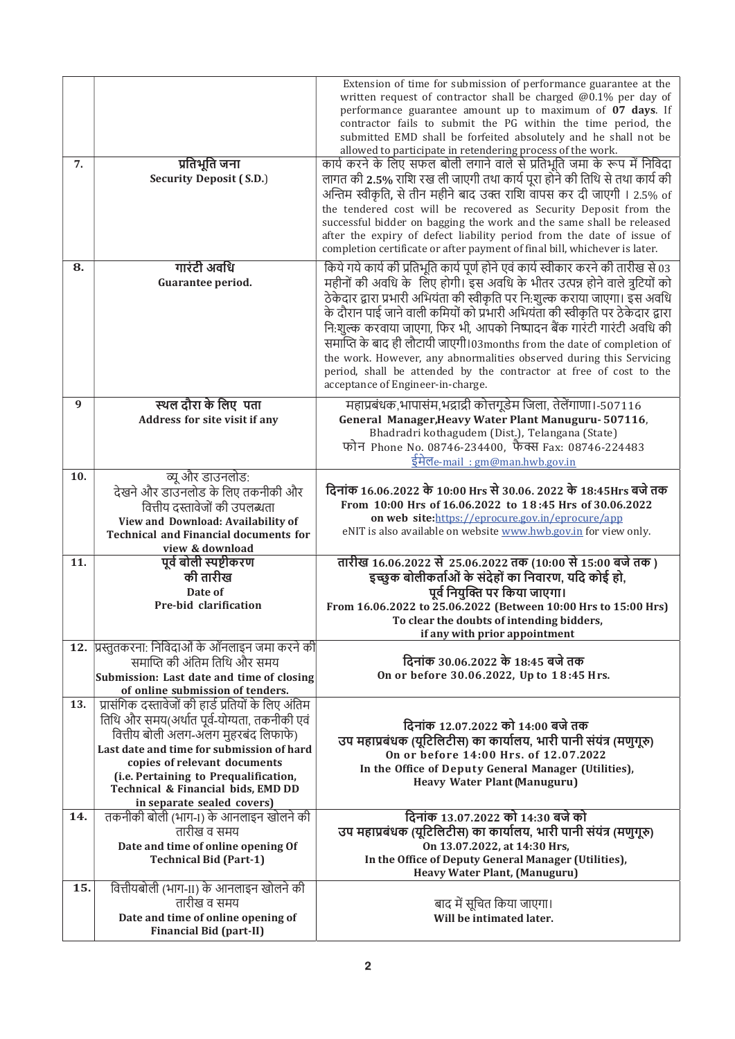| | | |
|---|---|---|
| | | Extension of time for submission of performance guarantee at the written request of contractor shall be charged @0.1% per day of performance guarantee amount up to maximum of **07 days**. If contractor fails to submit the PG within the time period, the submitted EMD shall be forfeited absolutely and he shall not be allowed to participate in retendering process of the work. |
| 7. | **प्रतिभूति जना**<br>**Security Deposit (S.D.)** | कार्य करने के लिए सफल बोली लगाने वाले से प्रतिभूति जमा के रूप में निविदा लागत की **2.5%** राशि रख ली जाएगी तथा कार्य पूरा होने की तिथि से तथा कार्य की अन्तिम स्वीकृति, से तीन महीने बाद उक्त राशि वापस कर दी जाएगी । 2.5% of the tendered cost will be recovered as Security Deposit from the successful bidder on bagging the work and the same shall be released after the expiry of defect liability period from the date of issue of completion certificate or after payment of final bill, whichever is later. |
| 8. | **गारंटी अवधि**<br>**Guarantee period.** | किये गये कार्य की प्रतिभूति कार्य पूर्ण होने एवं कार्य स्वीकार करने की तारीख से 03 महीनों की अवधि के लिए होगी। इस अवधि के भीतर उत्पन्न होने वाले त्रुटियों को ठेकेदार द्वारा प्रभारी अभियंता की स्वीकृति पर निःशुल्क कराया जाएगा। इस अवधि के दौरान पाई जाने वाली कमियों को प्रभारी अभियंता की स्वीकृति पर ठेकेदार द्वारा निःशुल्क करवाया जाएगा, फिर भी, आपको निष्पादन बैंक गारंटी गारंटी अवधि की समाप्ति के बाद ही लौटायी जाएगी।03months from the date of completion of the work. However, any abnormalities observed during this Servicing period, shall be attended by the contractor at free of cost to the acceptance of Engineer-in-charge. |
| 9 | **स्थल दौरा के लिए पता**<br>**Address for site visit if any** | महाप्रबंधक,भापासंम,भद्राद्री कोत्तगूडेम जिला, तेलेंगाणा।-507116<br>**General Manager,Heavy Water Plant Manuguru- 507116**,<br>Bhadradri kothagudem (Dist.), Telangana (State)<br>फोन Phone No. 08746-234400, फैक्स Fax: 08746-224483<br>ईमेलe-mail : gm@man.hwb.gov.in |
| 10. | व्यू और डाउनलोड:<br>देखने और डाउनलोड के लिए तकनीकी और वित्तीय दस्तावेजों की उपलब्धता<br>**View and Download: Availability of Technical and Financial documents for view & download** | **दिनांक 16.06.2022 के 10:00 Hrs से 30.06. 2022 के 18:45Hrs बजे तक**<br>**From 10:00 Hrs of 16.06.2022 to 18:45 Hrs of 30.06.2022**<br>**on web site:**https://eprocure.gov.in/eprocure/app<br>eNIT is also available on website www.hwb.gov.in for view only. |
| 11. | **पूर्व बोली स्पष्टीकरण की तारीख**<br>**Date of Pre-bid clarification** | **तारीख 16.06.2022 से 25.06.2022 तक (10:00 से 15:00 बजे तक)**<br>**इच्छुक बोलीकर्ताओं के संदेहों का निवारण, यदि कोई हो, पूर्व नियुक्ति पर किया जाएगा।**<br>**From 16.06.2022 to 25.06.2022 (Between 10:00 Hrs to 15:00 Hrs)**<br>**To clear the doubts of intending bidders, if any with prior appointment** |
| 12. | प्रस्तुतकरना: निविदाओं के ऑनलाइन जमा करने की समाप्ति की अंतिम तिथि और समय<br>**Submission: Last date and time of closing of online submission of tenders.** | **दिनांक 30.06.2022 के 18:45 बजे तक**<br>**On or before 30.06.2022, Up to 18:45 Hrs.** |
| 13. | प्रासंगिक दस्तावेजों की हार्ड प्रतियों के लिए अंतिम तिथि और समय(अर्थात पूर्व-योग्यता, तकनीकी एवं वित्तीय बोली अलग-अलग मुहरबंद लिफाफे)<br>**Last date and time for submission of hard copies of relevant documents (i.e. Pertaining to Prequalification, Technical & Financial bids, EMD DD in separate sealed covers)** | **दिनांक 12.07.2022 को 14:00 बजे तक**<br>**उप महाप्रबंधक (यूटिलिटीस) का कार्यालय, भारी पानी संयंत्र (मणुगूरु)**<br>**On or before 14:00 Hrs. of 12.07.2022**<br>**In the Office of Deputy General Manager (Utilities), Heavy Water Plant (Manuguru)** |
| 14. | तकनीकी बोली (भाग-I) के आनलाइन खोलने की तारीख व समय<br>**Date and time of online opening Of Technical Bid (Part-1)** | **दिनांक 13.07.2022 को 14:30 बजे को**<br>**उप महाप्रबंधक (यूटिलिटीस) का कार्यालय, भारी पानी संयंत्र (मणुगूरु)**<br>**On 13.07.2022, at 14:30 Hrs,**<br>**In the Office of Deputy General Manager (Utilities), Heavy Water Plant, (Manuguru)** |
| 15. | वित्तीयबोली (भाग-II) के आनलाइन खोलने की तारीख व समय<br>**Date and time of online opening of Financial Bid (part-II)** | बाद में सूचित किया जाएगा।<br>**Will be intimated later.** |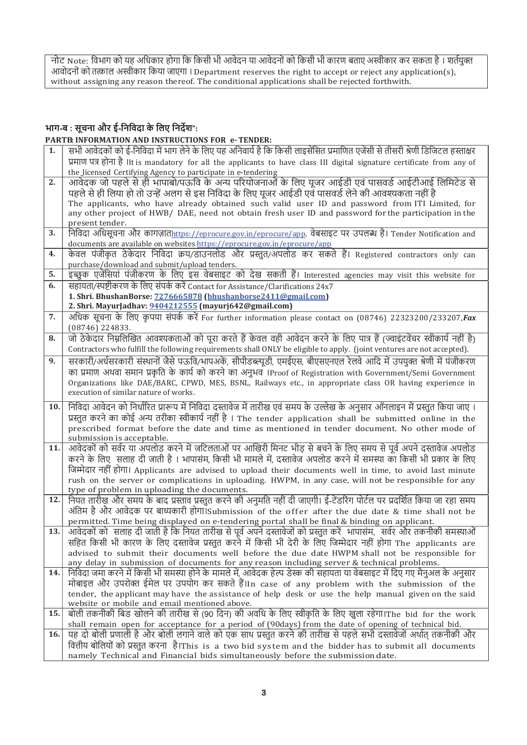| नोट Note: विभाग को यह अधिकार होगा कि किसी भी आवेदन या आवेदनों को किसी भी कारण बताए अस्वीकार कर सकता है । शर्तयुक्त आवोदनों को तत्काल अस्वीकार किया जाएगा । Department reserves the right to accept or reject any application(s), without assigning any reason thereof. The conditional applications shall be rejected forthwith. |
|---|

## भाग-ब : सूचना और ई-निविदा के लिए निर्देश":

## PARTB: INFORMATION AND INSTRUCTIONS FOR e- TENDER:

| | |
|---|---|
| **1.** | सभी आवेदकों को ई-निविदा में भाग लेने के लिए यह अनिवार्य है कि किसी लाइसेंसित प्रमाणित एजेंसी से तीसरी श्रेणी डिजिटल हस्ताक्षर प्रमाण पत्र होना है ।It is mandatory for all the applicants to have class III digital signature certificate from any of the licensed Certifying Agency to participate in e-tendering |
| **2.** | आवेदक जो पहले से ही भापाबो/पऊवि के अन्य परियोजनाओं के लिए यूजर आईडी एवं पासवर्ड आईटीआई लिमिटेड से पहले से ही लिया हो तो उन्हें अलग से इस निविदा के लिए यूजर आईडी एवं पासवर्ड लेने की आवश्यकता नहीं है The applicants, who have already obtained such valid user ID and password from ITI Limited, for any other project of HWB/ DAE, need not obtain fresh user ID and password for the participation in the present tender. |
| **3.** | निविदा अधिसूचना और कागज़ातhttps://eprocure.gov.in/eprocure/app. वेबसाइट पर उपलब्ध है। Tender Notification and documents are available on websites https://eprocure.gov.in/eprocure/app |
| **4.** | केवल पंजीकृत ठेकेदार निविदा क्रय/डाउनलोड और प्रस्तुत/अपलोड कर सकते हैं। Registered contractors only can purchase/download and submit/upload tenders. |
| **5.** | इच्छुक एजेंसियां पंजीकरण के लिए इस वेबसाइट को देख सकती हैं। Interested agencies may visit this website for |
| **6.** | सहायता/स्पष्टीकरण के लिए संपर्क करें Contact for Assistance/Clarifications 24x7<br>**1. Shri. BhushanBorse: 7276665878 (bhushanborse2411@gmail.com)**<br>**2. Shri. MayurJadhav: 9404212555 (mayurj642@gmail.com)** |
| **7.** | अधिक सूचना के लिए कृपया संपर्क करें For further information please contact on (08746) 22323200/233207,***Fax*** (08746) 224833. |
| **8.** | जो ठेकेदार निम्नलिखित आवश्यकताओं को पूरा करते हैं केवल वही आवेदन करने के लिए पात्र हैं (ज्वाइंटवेंचर स्वीकार्य नहीं है) Contractors who fulfill the following requirements shall ONLY be eligible to apply. (joint ventures are not accepted). |
| **9.** | सरकारी/अर्धसरकारी संस्थानों जैसे पऊवि/भापअकें, सीपीडब्ल्यूडी, एमईएस, बीएसएनएल रेलवे आदि में उपयुक्त श्रेणी में पंजीकरण का प्रमाण अथवा समान प्रकृति के कार्य को करने का अनुभव ।Proof of Registration with Government/Semi Government Organizations like DAE/BARC, CPWD, MES, BSNL, Railways etc., in appropriate class OR having experience in execution of similar nature of works. |
| **10.** | निविदा आवेदन को निर्धारित प्रारूप में निविदा दस्तावेज में तारीख एवं समय के उल्लेख के अनुसार ऑनलाइन में प्रस्तुत किया जाए । प्रस्तुत करने का कोई अन्य तरीका स्वीकार्य नहीं है । The tender application shall be submitted online in the prescribed format before the date and time as mentioned in tender document. No other mode of submission is acceptable. |
| **11.** | आवेदकों को सर्वर या अपलोड करने में जटिलताओं पर आखिरी मिनट भीड़ से बचने के लिए समय से पूर्व अपने दस्तावेज अपलोड करने के लिए सलाह दी जाती है । भापासंम, किसी भी मामले में, दस्तावेज अपलोड करने में समस्या का किसी भी प्रकार के लिए जिम्मेदार नहीं होगा। Applicants are advised to upload their documents well in time, to avoid last minute rush on the server or complications in uploading. HWPM, in any case, will not be responsible for any type of problem in uploading the documents. |
| **12.** | नियत तारीख और समय के बाद प्रस्ताव प्रस्तुत करने की अनुमति नहीं दी जाएगी। ई-टेंडरिंग पोर्टल पर प्रदर्शित किया जा रहा समय अंतिम है और आवेदक पर बाध्यकारी होगा।Submission of the offer after the due date & time shall not be permitted. Time being displayed on e-tendering portal shall be final & binding on applicant. |
| **13.** | आवेदकों को सलाह दी जाती है कि नियत तारीख से पूर्व अपने दस्तावेजों को प्रस्तुत करें भापासंम, सर्वर और तकनीकी समस्याओं सहित किसी भी कारण के लिए दस्तावेज प्रस्तुत करने में किसी भी देरी के लिए जिम्मेदार नहीं होगा The applicants are advised to submit their documents well before the due date HWPM shall not be responsible for any delay in submission of documents for any reason including server & technical problems. |
| **14.** | निविदा जमा करने में किसी भी समस्या होने के मामले में, आवेदक हेल्प डेस्क की सहायता या वेबसाइट में दिए गए मैनुअल के अनुसार मोबाइल और उपरोक्त ईमेल पर उपयोग कर सकते हैं।In case of any problem with the submission of the tender, the applicant may have the assistance of help desk or use the help manual given on the said website or mobile and email mentioned above. |
| **15.** | बोली तकनीकी बिड खोलने की तारीख से (90 दिन) की अवधि के लिए स्वीकृति के लिए खुला रहेगा।The bid for the work shall remain open for acceptance for a period of (90days) from the date of opening of technical bid. |
| **16.** | यह दो बोली प्रणाली है और बोली लगाने वाले को एक साथ प्रस्तुत करने की तारीख से पहले सभी दस्तावेजों अर्थात् तकनीकी और वित्तीय बोलियों को प्रस्तुत करना है।This is a two bid system and the bidder has to submit all documents namely Technical and Financial bids simultaneously before the submission date. |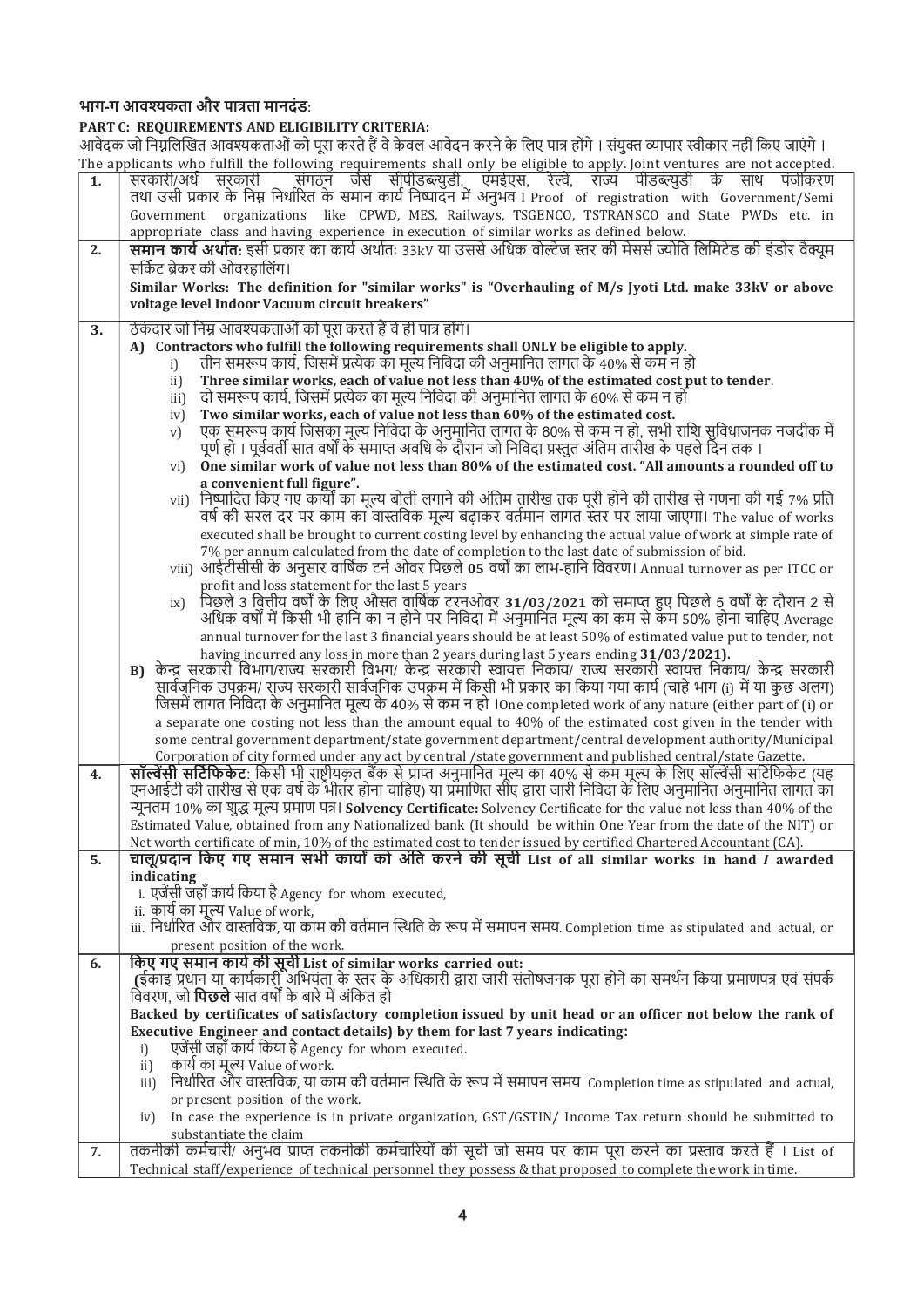**भाग-ग आवश्यकता और पात्रता मानदंड**:

**PART C: REQUIREMENTS AND ELIGIBILITY CRITERIA:**

आवेदक जो निम्नलिखित आवश्यकताओं को पूरा करते हैं वे केवल आवेदन करने के लिए पात्र होंगे । संयुक्त व्यापार स्वीकार नहीं किए जाएंगे ।
The applicants who fulfill the following requirements shall only be eligible to apply. Joint ventures are not accepted.

| | |
|---|---|
| **1.** | सरकारी/अर्ध सरकारी संगठन जैसे सीपीडब्ल्युडी, एमईएस, रेल्वे, राज्य पीडब्ल्युडी के साथ पंजीकरण तथा उसी प्रकार के निम्न निर्धारित के समान कार्य निष्पादन में अनुभव I Proof of registration with Government/Semi Government organizations like CPWD, MES, Railways, TSGENCO, TSTRANSCO and State PWDs etc. in appropriate class and having experience in execution of similar works as defined below. |
| **2.** | **समान कार्य अर्थात:** इसी प्रकार का कार्य अर्थातः 33kV या उससे अधिक वोल्टेज स्तर की मेसर्स ज्योति लिमिटेड की इंडोर वैक्यूम सर्किट ब्रेकर की ओवरहालिंग।<br>**Similar Works: The definition for "similar works" is "Overhauling of M/s Jyoti Ltd. make 33kV or above voltage level Indoor Vacuum circuit breakers"** |
| **3.** | ठेकेदार जो निम्न आवश्यकताओं को पूरा करते हैं वे ही पात्र होंगे।<br>**A) Contractors who fulfill the following requirements shall ONLY be eligible to apply.**<br>i) तीन समरूप कार्य, जिसमें प्रत्येक का मूल्य निविदा की अनुमानित लागत के 40% से कम न हो<br>ii) **Three similar works, each of value not less than 40% of the estimated cost put to tender**.<br>iii) दो समरूप कार्य, जिसमें प्रत्येक का मूल्य निविदा की अनुमानित लागत के 60% से कम न हो<br>iv) **Two similar works, each of value not less than 60% of the estimated cost.**<br>v) एक समरूप कार्य जिसका मूल्य निविदा के अनुमानित लागत के 80% से कम न हो, सभी राशि सुविधाजनक नजदीक में पूर्ण हो । पूर्ववर्ती सात वर्षों के समाप्त अवधि के दौरान जो निविदा प्रस्तुत अंतिम तारीख के पहले दिन तक ।<br>vi) **One similar work of value not less than 80% of the estimated cost. "All amounts a rounded off to a convenient full figure".**<br>vii) निष्पादित किए गए कार्यों का मूल्य बोली लगाने की अंतिम तारीख तक पूरी होने की तारीख से गणना की गई 7% प्रति वर्ष की सरल दर पर काम का वास्तविक मूल्य बढ़ाकर वर्तमान लागत स्तर पर लाया जाएगा। The value of works executed shall be brought to current costing level by enhancing the actual value of work at simple rate of 7% per annum calculated from the date of completion to the last date of submission of bid.<br>viii) आईटीसीसी के अनुसार वार्षिक टर्न ओवर पिछले **05** वर्षों का लाभ-हानि विवरण। Annual turnover as per ITCC or profit and loss statement for the last 5 years<br>ix) पिछले 3 वित्तीय वर्षों के लिए औसत वार्षिक टरनओवर **31/03/2021** को समाप्त हुए पिछले 5 वर्षों के दौरान 2 से अधिक वर्षों में किसी भी हानि का न होने पर निविदा में अनुमानित मूल्य का कम से कम 50% होना चाहिए Average annual turnover for the last 3 financial years should be at least 50% of estimated value put to tender, not having incurred any loss in more than 2 years during last 5 years ending **31/03/2021).**<br>**B)** केन्द्र सरकारी विभाग/राज्य सरकारी विभग/ केन्द्र सरकारी स्वायत्त निकाय/ राज्य सरकारी स्वायत्त निकाय/ केन्द्र सरकारी सार्वजनिक उपक्रम/ राज्य सरकारी सार्वजनिक उपक्रम में किसी भी प्रकार का किया गया कार्य (चाहे भाग (i) में या कुछ अलग) जिसमें लागत निविदा के अनुमानित मूल्य के 40% से कम न हो ।One completed work of any nature (either part of (i) or a separate one costing not less than the amount equal to 40% of the estimated cost given in the tender with some central government department/state government department/central development authority/Municipal Corporation of city formed under any act by central /state government and published central/state Gazette. |
| **4.** | **सॉल्वेंसी सर्टिफिकेट**: किसी भी राष्ट्रीयकृत बैंक से प्राप्त अनुमानित मूल्य का 40% से कम मूल्य के लिए सॉल्वेंसी सर्टिफिकेट (यह एनआईटी की तारीख से एक वर्ष के भीतर होना चाहिए) या प्रमाणित सीए द्वारा जारी निविदा के लिए अनुमानित अनुमानित लागत का न्यूनतम 10% का शुद्ध मूल्य प्रमाण पत्र। **Solvency Certificate:** Solvency Certificate for the value not less than 40% of the Estimated Value, obtained from any Nationalized bank (It should be within One Year from the date of the NIT) or Net worth certificate of min, 10% of the estimated cost to tender issued by certified Chartered Accountant (CA). |
| **5.** | **चालू/प्रदान किए गए समान सभी कार्यों को अंति करने की सूची List of all similar works in hand / awarded indicating**<br>i. एजेंसी जहाँ कार्य किया है Agency for whom executed,<br>ii. कार्य का मूल्य Value of work,<br>iii. निर्धारित और वास्तविक, या काम की वर्तमान स्थिति के रूप में समापन समय. Completion time as stipulated and actual, or present position of the work. |
| **6.** | **किए गए समान कार्य की सूची List of similar works carried out:**<br>**(**ईकाइ प्रधान या कार्यकारी अभियंता के स्तर के अधिकारी द्वारा जारी संतोषजनक पूरा होने का समर्थन किया प्रमाणपत्र एवं संपर्क विवरण, जो **पिछले** सात वर्षों के बारे में अंकित हो<br>**Backed by certificates of satisfactory completion issued by unit head or an officer not below the rank of Executive Engineer and contact details) by them for last 7 years indicating:**<br>i) एजेंसी जहाँ कार्य किया है Agency for whom executed.<br>ii) कार्य का मूल्य Value of work.<br>iii) निर्धारित और वास्तविक, या काम की वर्तमान स्थिति के रूप में समापन समय Completion time as stipulated and actual, or present position of the work.<br>iv) In case the experience is in private organization, GST /GSTIN/ Income Tax return should be submitted to substantiate the claim |
| **7.** | तकनीकी कर्मचारी/ अनुभव प्राप्त तकनीकी कर्मचारियों की सूची जो समय पर काम पूरा करने का प्रस्ताव करते हैं । List of Technical staff/experience of technical personnel they possess & that proposed to complete the work in time. |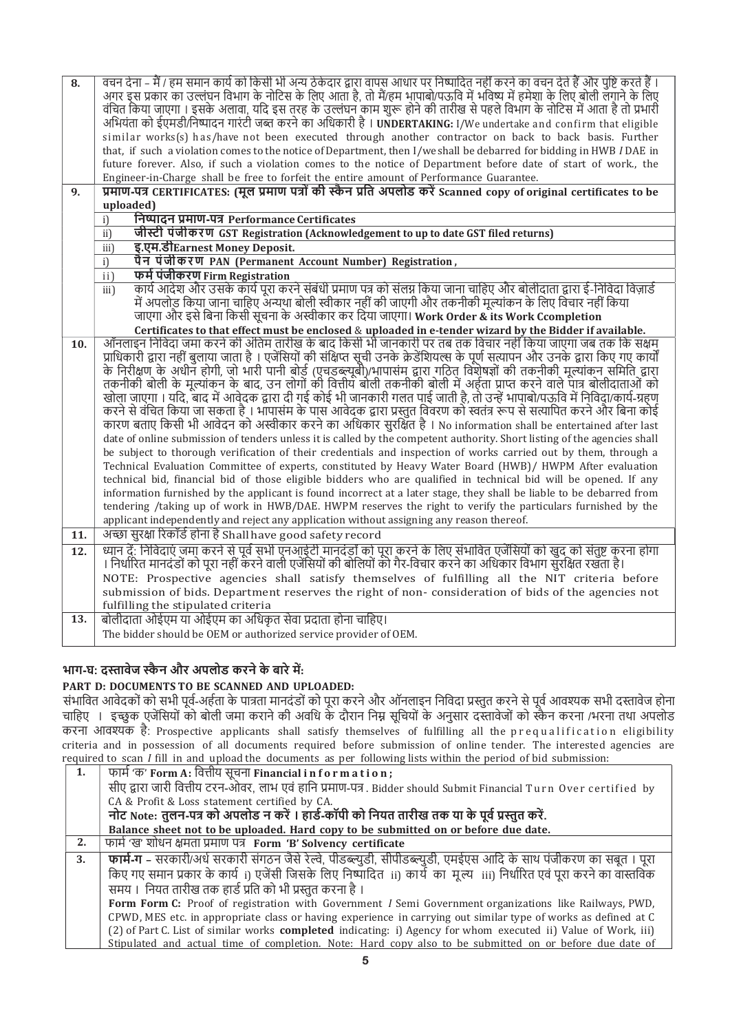| | |
|---|---|
| **8.** | वचन देना – मैं / हम समान कार्य को किसी भी अन्य ठेकेदार द्वारा वापस आधार पर निष्पादित नहीं करने का वचन देते हैं और पुष्टि करते हैं। अगर इस प्रकार का उल्लंघन विभाग के नोटिस के लिए आता है, तो मैं/हम भापाबो/पऊवि में भविष्य में हमेशा के लिए बोली लगाने के लिए वंचित किया जाएगा। इसके अलावा, यदि इस तरह के उल्लंघन काम शुरू होने की तारीख से पहले विभाग के नोटिस में आता है तो प्रभारी अभियंता को ईएमडी/निष्पादन गारंटी जब्त करने का अधिकारी है। **UNDERTAKING:** I/We undertake and confirm that eligible similar works(s) has/have not been executed through another contractor on back to back basis. Further that, if such a violation comes to the notice of Department, then I/we shall be debarred for bidding in HWB / DAE in future forever. Also, if such a violation comes to the notice of Department before date of start of work., the Engineer-in-Charge shall be free to forfeit the entire amount of Performance Guarantee. |
| **9.** | **प्रमाण-पत्र CERTIFICATES: (मूल प्रमाण पत्रों की स्कैन प्रति अपलोड करें Scanned copy of original certificates to be uploaded)**<br>i) **निष्पादन प्रमाण-पत्र Performance Certificates**<br>ii) **जीस्टी पंजीकरण GST Registration (Acknowledgement to up to date GST filed returns)**<br>iii) **इ.एम.डीEarnest Money Deposit.**<br>i) **पैन पंजीकरण PAN (Permanent Account Number) Registration ,**<br>ii) **फर्म पंजीकरण Firm Registration**<br>iii) कार्य आदेश और उसके कार्य पूरा करने संबंधी प्रमाण पत्र को संलग्न किया जाना चाहिए और बोलीदाता द्वारा ई-निविदा विज़ार्ड में अपलोड किया जाना चाहिए अन्यथा बोली स्वीकार नहीं की जाएगी और तकनीकी मूल्यांकन के लिए विचार नहीं किया जाएगा और इसे बिना किसी सूचना के अस्वीकार कर दिया जाएगा। **Work Order & its Work Ccompletion Certificates to that effect must be enclosed & uploaded in e-tender wizard by the Bidder if available.** |
| **10.** | ऑनलाइन निविदा जमा करने की अंतिम तारीख के बाद किसी भी जानकारी पर तब तक विचार नहीं किया जाएगा जब तक कि सक्षम प्राधिकारी द्वारा नहीं बुलाया जाता है। एजेंसियों की संक्षिप्त सूची उनके क्रेडेंशियल्स के पूर्ण सत्यापन और उनके द्वारा किए गए कार्यों के निरीक्षण के अधीन होगी, जो भारी पानी बोर्ड (एचडब्ल्यूबी)/भापासंम द्वारा गठित विशेषज्ञों की तकनीकी मूल्यांकन समिति द्वारा तकनीकी बोली के मूल्यांकन के बाद, उन लोगों की वित्तीय बोली तकनीकी बोली में अर्हता प्राप्त करने वाले पात्र बोलीदाताओं को खोला जाएगा। यदि, बाद में आवेदक द्वारा दी गई कोई भी जानकारी गलत पाई जाती है, तो उन्हें भापाबो/पऊवि में निविदा/कार्य-ग्रहण करने से वंचित किया जा सकता है। भापासंम के पास आवेदक द्वारा प्रस्तुत विवरण को स्वतंत्र रूप से सत्यापित करने और बिना कोई कारण बताए किसी भी आवेदन को अस्वीकार करने का अधिकार सुरक्षित है। No information shall be entertained after last date of online submission of tenders unless it is called by the competent authority. Short listing of the agencies shall be subject to thorough verification of their credentials and inspection of works carried out by them, through a Technical Evaluation Committee of experts, constituted by Heavy Water Board (HWB)/ HWPM After evaluation technical bid, financial bid of those eligible bidders who are qualified in technical bid will be opened. If any information furnished by the applicant is found incorrect at a later stage, they shall be liable to be debarred from tendering /taking up of work in HWB/DAE. HWPM reserves the right to verify the particulars furnished by the applicant independently and reject any application without assigning any reason thereof. |
| **11.** | अच्छा सुरक्षा रिकॉर्ड होना है Shall have good safety record |
| **12.** | ध्यान दें: निविदाएं जमा करने से पूर्व सभी एनआईटी मानदंडों को पूरा करने के लिए संभावित एजेंसियों को खुद को संतुष्ट करना होगा। निर्धारित मानदंडों को पूरा नहीं करने वाली एजेंसियों की बोलियों को गैर-विचार करने का अधिकार विभाग सुरक्षित रखता है।<br>NOTE: Prospective agencies shall satisfy themselves of fulfilling all the NIT criteria before submission of bids. Department reserves the right of non- consideration of bids of the agencies not fulfilling the stipulated criteria |
| **13.** | बोलीदाता ओईएम या ओईएम का अधिकृत सेवा प्रदाता होना चाहिए।<br>The bidder should be OEM or authorized service provider of OEM. |

## भाग-घ: दस्तावेज स्कैन और अपलोड करने के बारे में:

**PART D: DOCUMENTS TO BE SCANNED AND UPLOADED:**

संभावित आवेदकों को सभी पूर्व-अर्हता के पात्रता मानदंडों को पूरा करने और ऑनलाइन निविदा प्रस्तुत करने से पूर्व आवश्यक सभी दस्तावेज होना चाहिए। इच्छुक एजेंसियों को बोली जमा कराने की अवधि के दौरान निम्न सूचियों के अनुसार दस्तावेजों को स्कैन करना /भरना तथा अपलोड करना आवश्यक है: Prospective applicants shall satisfy themselves of fulfilling all the prequalification eligibility criteria and in possession of all documents required before submission of online tender. The interested agencies are required to scan / fill in and upload the documents as per following lists within the period of bid submission:

| | |
|---|---|
| **1.** | फार्म 'क' **Form A:** वित्तीय सूचना **Financial information;**<br>सीए द्वारा जारी वित्तीय टरन-ओवर, लाभ एवं हानि प्रमाण-पत्र. Bidder should Submit Financial Turn Over certified by CA & Profit & Loss statement certified by CA.<br>**नोट Note: तुलन-पत्र को अपलोड न करें। हार्ड-कॉपी को नियत तारीख तक या के पूर्व प्रस्तुत करें.**<br>**Balance sheet not to be uploaded. Hard copy to be submitted on or before due date.** |
| **2.** | फार्म 'ख' शोधन क्षमता प्रमाण पत्र **Form 'B' Solvency certificate** |
| **3.** | **फार्म-ग** – सरकारी/अर्ध सरकारी संगठन जैसे रेल्वे, पीडब्ल्युडी, सीपीडब्ल्युडी, एमईएस आदि के साथ पंजीकरण का सबूत। पूरा किए गए समान प्रकार के कार्य i) एजेंसी जिसके लिए निष्पादित ii) कार्य का मूल्य iii) निर्धारित एवं पूरा करने का वास्तविक समय। नियत तारीख तक हार्ड प्रति को भी प्रस्तुत करना है।<br>**Form Form C:** Proof of registration with Government / Semi Government organizations like Railways, PWD, CPWD, MES etc. in appropriate class or having experience in carrying out similar type of works as defined at C (2) of Part C. List of similar works **completed** indicating: i) Agency for whom executed ii) Value of Work, iii) Stipulated and actual time of completion. Note: Hard copy also to be submitted on or before due date of |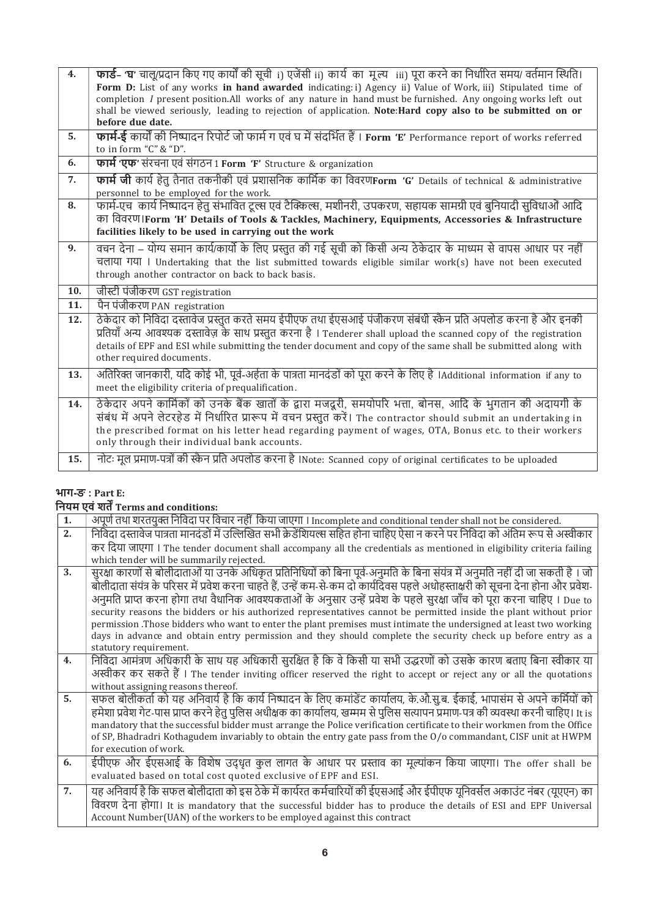| | |
|---|---|
| 4. | **फार्ड- 'घ'** चालू/प्रदान किए गए कार्यों की सूची i) एजेंसी ii) कार्य का मूल्य iii) पूरा करने का निर्धारित समय/ वर्तमान स्थिति। **Form D:** List of any works **in hand awarded** indicating: i) Agency ii) Value of Work, iii) Stipulated time of completion *I* present position.All works of any nature in hand must be furnished. Any ongoing works left out shall be viewed seriously, leading to rejection of application. **Note**:**Hard copy also to be submitted on or before due date.** |
| 5. | **फार्म-ई** कार्यों की निष्पादन रिपोर्ट जो फार्म ग एवं घ में संदर्भित हैं । **Form 'E'** Performance report of works referred to in form "C" & "D". |
| 6. | **फार्म 'एफ'** संरचना एवं संगठन 1 **Form 'F'** Structure & organization |
| 7. | **फार्म जी** कार्य हेतु तैनात तकनीकी एवं प्रशासनिक कार्मिक का विवरण**Form 'G'** Details of technical & administrative personnel to be employed for the work. |
| 8. | फार्म-एच कार्य निष्पादन हेतु संभावित टूल्स एवं टैक्लिल्स, मशीनरी, उपकरण, सहायक सामग्री एवं बुनियादी सुविधाओं आदि का विवरण।**Form 'H' Details of Tools & Tackles, Machinery, Equipments, Accessories & Infrastructure facilities likely to be used in carrying out the work** |
| 9. | वचन देना – योग्य समान कार्य/कार्यों के लिए प्रस्तुत की गई सूची को किसी अन्य ठेकेदार के माध्यम से वापस आधार पर नहीं चलाया गया । Undertaking that the list submitted towards eligible similar work(s) have not been executed through another contractor on back to back basis. |
| 10. | जीस्टी पंजीकरण GST registration |
| 11. | पैन पंजीकरण PAN registration |
| 12. | ठेकेदार को निविदा दस्तावेज प्रस्तुत करते समय ईपीएफ तथा ईएसआई पंजीकरण संबंधी स्कैन प्रति अपलोड करना है और इनकी प्रतियाँ अन्य आवश्यक दस्तावेज़ के साथ प्रस्तुत करना है । Tenderer shall upload the scanned copy of the registration details of EPF and ESI while submitting the tender document and copy of the same shall be submitted along with other required documents. |
| 13. | अतिरिक्त जानकारी, यदि कोई भी, पूर्व-अर्हता के पात्रता मानदंडों को पूरा करने के लिए है ।Additional information if any to meet the eligibility criteria of prequalification. |
| 14. | ठेकेदार अपने कार्मिकों को उनके बैंक खातों के द्वारा मजदूरी, समयोपरि भत्ता, बोनस, आदि के भुगतान की अदायगी के संबंध में अपने लेटरहेड में निर्धारित प्रारूप में वचन प्रस्तुत करें। The contractor should submit an undertaking in the prescribed format on his letter head regarding payment of wages, OTA, Bonus etc. to their workers only through their individual bank accounts. |
| 15. | नोटः मूल प्रमाण-पत्रों की स्कैन प्रति अपलोड करना है ।Note: Scanned copy of original certificates to be uploaded |

**भाग-ङ : Part E:**

**नियम एवं शर्तें Terms and conditions:**

| | |
|---|---|
| 1. | अपूर्ण तथा शरतयुक्त निविदा पर विचार नहीं किया जाएगा । Incomplete and conditional tender shall not be considered. |
| 2. | निविदा दस्तावेज पात्रता मानदंडों में उल्लिखित सभी क्रेडेंशियल्स सहित होना चाहिए ऐसा न करने पर निविदा को अंतिम रूप से अस्वीकार कर दिया जाएगा । The tender document shall accompany all the credentials as mentioned in eligibility criteria failing which tender will be summarily rejected. |
| 3. | सुरक्षा कारणों से बोलीदाताओं या उनके अधिकृत प्रतिनिधियों को बिना पूर्व-अनुमति के बिना संयंत्र में अनुमति नहीं दी जा सकती है । जो बोलीदाता संयंत्र के परिसर में प्रवेश करना चाहते हैं, उन्हें कम-से-कम दो कार्यदिवस पहले अधोहस्ताक्षरी को सूचना देना होगा और प्रवेश-अनुमति प्राप्त करना होगा तथा वैधानिक आवश्यकताओं के अनुसार उन्हें प्रवेश के पहले सुरक्षा जाँच को पूरा करना चाहिए । Due to security reasons the bidders or his authorized representatives cannot be permitted inside the plant without prior permission .Those bidders who want to enter the plant premises must intimate the undersigned at least two working days in advance and obtain entry permission and they should complete the security check up before entry as a statutory requirement. |
| 4. | निविदा आमंत्रण अधिकारी के साथ यह अधिकारी सुरक्षित है कि वे किसी या सभी उद्धरणों को उसके कारण बताए बिना स्वीकार या अस्वीकर कर सकते हैं । The tender inviting officer reserved the right to accept or reject any or all the quotations without assigning reasons thereof. |
| 5. | सफल बोलीकर्ता को यह अनिवार्य है कि कार्य निष्पादन के लिए कमांडेंट कार्यालय, के.औ.सु.ब. ईकाई, भापासंम से अपने कर्मियों को हमेशा प्रवेश गेट-पास प्राप्त करने हेतु पुलिस अधीक्षक का कार्यालय, खम्मम से पुलिस सत्यापन प्रमाण-पत्र की व्यवस्था करनी चाहिए। It is mandatory that the successful bidder must arrange the Police verification certificate to their workmen from the Office of SP, Bhadradri Kothagudem invariably to obtain the entry gate pass from the O/o commandant, CISF unit at HWPM for execution of work. |
| 6. | ईपीएफ और ईएसआई के विशेष उद्धृत कुल लागत के आधार पर प्रस्ताव का मूल्यांकन किया जाएगा। The offer shall be evaluated based on total cost quoted exclusive of EPF and ESI. |
| 7. | यह अनिवार्य है कि सफल बोलीदाता को इस ठेके में कार्यरत कर्मचारियों की ईएसआई और ईपीएफ यूनिवर्सल अकाउंट नंबर (यूएएन) का विवरण देना होगा। It is mandatory that the successful bidder has to produce the details of ESI and EPF Universal Account Number(UAN) of the workers to be employed against this contract |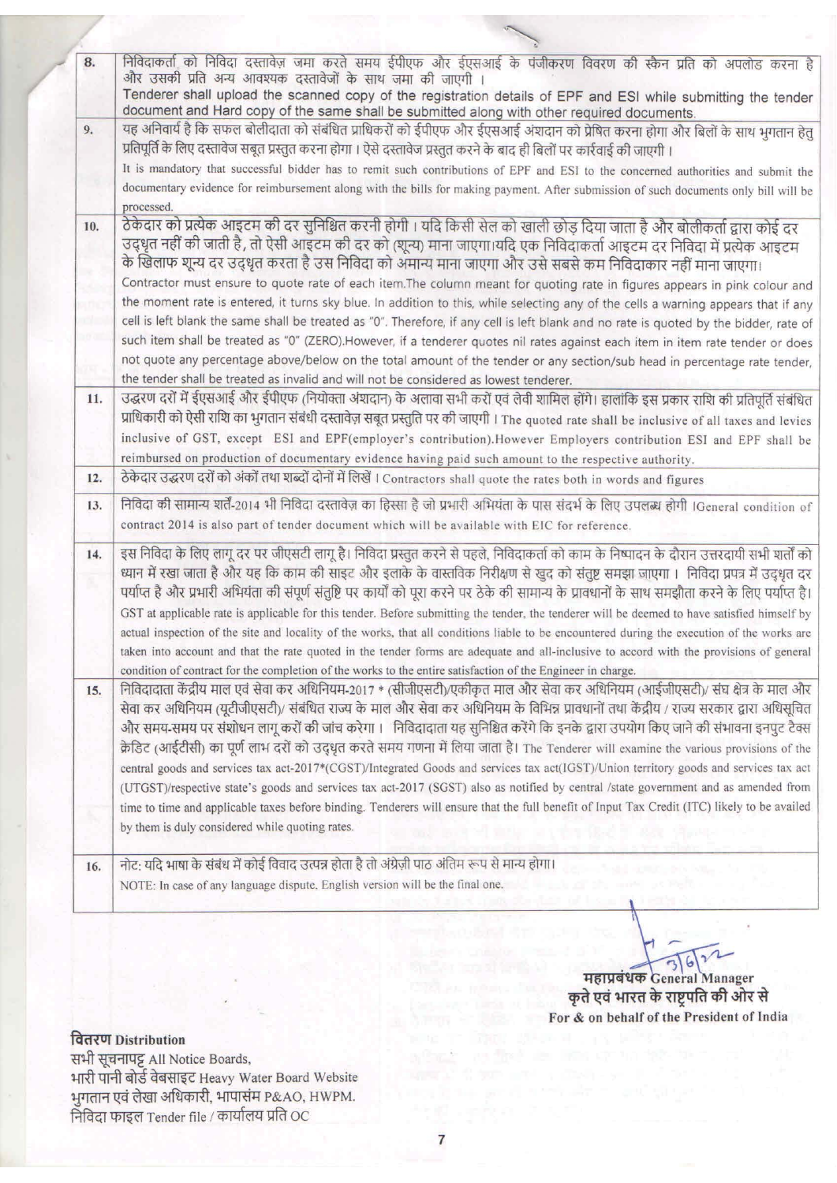| | |
|---|---|
| 8. | निविदाकर्ता को निविदा दस्तावेज़ जमा करते समय ईपीएफ और ईएसआई के पंजीकरण विवरण की स्कैन प्रति को अपलोड करना है और उसकी प्रति अन्य आवश्यक दस्तावेजों के साथ जमा की जाएगी । Tenderer shall upload the scanned copy of the registration details of EPF and ESI while submitting the tender document and Hard copy of the same shall be submitted along with other required documents. |
| 9. | यह अनिवार्य है कि सफल बोलीदाता को संबंधित प्राधिकरों को ईपीएफ और ईएसआई अंशदान को प्रेषित करना होगा और बिलों के साथ भुगतान हेतु प्रतिपूर्ति के लिए दस्तावेज सबूत प्रस्तुत करना होगा । ऐसे दस्तावेज प्रस्तुत करने के बाद ही बिलों पर कार्रवाई की जाएगी । It is mandatory that successful bidder has to remit such contributions of EPF and ESI to the concerned authorities and submit the documentary evidence for reimbursement along with the bills for making payment. After submission of such documents only bill will be processed. |
| 10. | ठेकेदार को प्रत्येक आइटम की दर सुनिश्चित करनी होगी । यदि किसी सेल को खाली छोड़ दिया जाता है और बोलीकर्ता द्वारा कोई दर उद्धृत नहीं की जाती है, तो ऐसी आइटम की दर को (शून्य) माना जाएगा।यदि एक निविदाकर्ता आइटम दर निविदा में प्रत्येक आइटम के खिलाफ शून्य दर उद्धृत करता है उस निविदा को अमान्य माना जाएगा और उसे सबसे कम निविदाकार नहीं माना जाएगा। Contractor must ensure to quote rate of each item.The column meant for quoting rate in figures appears in pink colour and the moment rate is entered, it turns sky blue. In addition to this, while selecting any of the cells a warning appears that if any cell is left blank the same shall be treated as "0". Therefore, if any cell is left blank and no rate is quoted by the bidder, rate of such item shall be treated as "0" (ZERO).However, if a tenderer quotes nil rates against each item in item rate tender or does not quote any percentage above/below on the total amount of the tender or any section/sub head in percentage rate tender, the tender shall be treated as invalid and will not be considered as lowest tenderer. |
| 11. | उद्धरण दरों में ईएसआई और ईपीएफ (नियोक्ता अंशदान) के अलावा सभी करों एवं लेवी शामिल होंगे। हालांकि इस प्रकार राशि की प्रतिपूर्ति संबंधित प्राधिकारी को ऐसी राशि का भुगतान संबंधी दस्तावेज़ सबूत प्रस्तुति पर की जाएगी । The quoted rate shall be inclusive of all taxes and levies inclusive of GST, except ESI and EPF(employer's contribution).However Employers contribution ESI and EPF shall be reimbursed on production of documentary evidence having paid such amount to the respective authority. |
| 12. | ठेकेदार उद्धरण दरों को अंकों तथा शब्दों दोनों में लिखें । Contractors shall quote the rates both in words and figures |
| 13. | निविदा की सामान्य शर्तें-2014 भी निविदा दस्तावेज़ का हिस्सा है जो प्रभारी अभियंता के पास संदर्भ के लिए उपलब्ध होगी ।General condition of contract 2014 is also part of tender document which will be available with EIC for reference. |
| 14. | इस निविदा के लिए लागू दर पर जीएसटी लागू है। निविदा प्रस्तुत करने से पहले, निविदाकर्ता को काम के निष्पादन के दौरान उत्तरदायी सभी शर्तों को ध्यान में रखा जाता है और यह कि काम की साइट और इलाके के वास्तविक निरीक्षण से खुद को संतुष्ट समझा जाएगा । निविदा प्रपत्र में उद्धृत दर पर्याप्त है और प्रभारी अभियंता की संपूर्ण संतुष्टि पर कार्यों को पूरा करने पर ठेके की सामान्य के प्रावधानों के साथ समझौता करने के लिए पर्याप्त है। GST at applicable rate is applicable for this tender. Before submitting the tender, the tenderer will be deemed to have satisfied himself by actual inspection of the site and locality of the works, that all conditions liable to be encountered during the execution of the works are taken into account and that the rate quoted in the tender forms are adequate and all-inclusive to accord with the provisions of general condition of contract for the completion of the works to the entire satisfaction of the Engineer in charge. |
| 15. | निविदादाता केंद्रीय माल एवं सेवा कर अधिनियम-2017 * (सीजीएसटी)/एकीकृत माल और सेवा कर अधिनियम (आईजीएसटी)/ संघ क्षेत्र के माल और सेवा कर अधिनियम (यूटीजीएसटी)/ संबंधित राज्य के माल और सेवा कर अधिनियम के विभिन्न प्रावधानों तथा केंद्रीय / राज्य सरकार द्वारा अधिसूचित और समय-समय पर संशोधन लागू करों की जांच करेगा । निविदादाता यह सुनिश्चित करेंगे कि इनके द्वारा उपयोग किए जाने की संभावना इनपुट टैक्स क्रेडिट (आईटीसी) का पूर्ण लाभ दरों को उद्धृत करते समय गणना में लिया जाता है। The Tenderer will examine the various provisions of the central goods and services tax act-2017*(CGST)/Integrated Goods and services tax act(IGST)/Union territory goods and services tax act (UTGST)/respective state's goods and services tax act-2017 (SGST) also as notified by central /state government and as amended from time to time and applicable taxes before binding. Tenderers will ensure that the full benefit of Input Tax Credit (ITC) likely to be availed by them is duly considered while quoting rates. |
| 16. | नोट: यदि भाषा के संबंध में कोई विवाद उत्पन्न होता है तो अंग्रेज़ी पाठ अंतिम रूप से मान्य होगा। NOTE: In case of any language dispute, English version will be the final one. |

3/6/22

**महाप्रबंधक General Manager**
**कृते एवं भारत के राष्ट्रपति की ओर से**
**For & on behalf of the President of India**

**वितरण Distribution**
सभी सूचनापट्ट All Notice Boards,
भारी पानी बोर्ड वेबसाइट Heavy Water Board Website
भुगतान एवं लेखा अधिकारी, भापासंम P&AO, HWPM.
निविदा फाइल Tender file / कार्यालय प्रति OC